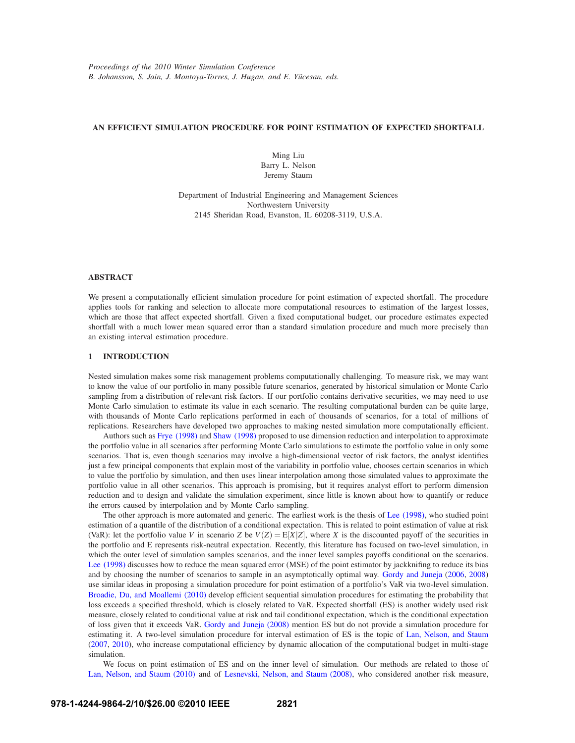*Proceedings of the 2010 Winter Simulation Conference*
*B. Johansson, S. Jain, J. Montoya-Torres, J. Hugan, and E. Yücesan, eds.*

# AN EFFICIENT SIMULATION PROCEDURE FOR POINT ESTIMATION OF EXPECTED SHORTFALL

Ming Liu
Barry L. Nelson
Jeremy Staum

Department of Industrial Engineering and Management Sciences
Northwestern University
2145 Sheridan Road, Evanston, IL 60208-3119, U.S.A.

## ABSTRACT

We present a computationally efficient simulation procedure for point estimation of expected shortfall. The procedure applies tools for ranking and selection to allocate more computational resources to estimation of the largest losses, which are those that affect expected shortfall. Given a fixed computational budget, our procedure estimates expected shortfall with a much lower mean squared error than a standard simulation procedure and much more precisely than an existing interval estimation procedure.

## 1 INTRODUCTION

Nested simulation makes some risk management problems computationally challenging. To measure risk, we may want to know the value of our portfolio in many possible future scenarios, generated by historical simulation or Monte Carlo sampling from a distribution of relevant risk factors. If our portfolio contains derivative securities, we may need to use Monte Carlo simulation to estimate its value in each scenario. The resulting computational burden can be quite large, with thousands of Monte Carlo replications performed in each of thousands of scenarios, for a total of millions of replications. Researchers have developed two approaches to making nested simulation more computationally efficient.

Authors such as Frye (1998) and Shaw (1998) proposed to use dimension reduction and interpolation to approximate the portfolio value in all scenarios after performing Monte Carlo simulations to estimate the portfolio value in only some scenarios. That is, even though scenarios may involve a high-dimensional vector of risk factors, the analyst identifies just a few principal components that explain most of the variability in portfolio value, chooses certain scenarios in which to value the portfolio by simulation, and then uses linear interpolation among those simulated values to approximate the portfolio value in all other scenarios. This approach is promising, but it requires analyst effort to perform dimension reduction and to design and validate the simulation experiment, since little is known about how to quantify or reduce the errors caused by interpolation and by Monte Carlo sampling.

The other approach is more automated and generic. The earliest work is the thesis of Lee (1998), who studied point estimation of a quantile of the distribution of a conditional expectation. This is related to point estimation of value at risk (VaR): let the portfolio value $V$ in scenario $Z$ be $V(Z) = \mathrm{E}[X|Z]$, where $X$ is the discounted payoff of the securities in the portfolio and E represents risk-neutral expectation. Recently, this literature has focused on two-level simulation, in which the outer level of simulation samples scenarios, and the inner level samples payoffs conditional on the scenarios. Lee (1998) discusses how to reduce the mean squared error (MSE) of the point estimator by jackknifing to reduce its bias and by choosing the number of scenarios to sample in an asymptotically optimal way. Gordy and Juneja (2006, 2008) use similar ideas in proposing a simulation procedure for point estimation of a portfolio's VaR via two-level simulation. Broadie, Du, and Moallemi (2010) develop efficient sequential simulation procedures for estimating the probability that loss exceeds a specified threshold, which is closely related to VaR. Expected shortfall (ES) is another widely used risk measure, closely related to conditional value at risk and tail conditional expectation, which is the conditional expectation of loss given that it exceeds VaR. Gordy and Juneja (2008) mention ES but do not provide a simulation procedure for estimating it. A two-level simulation procedure for interval estimation of ES is the topic of Lan, Nelson, and Staum (2007, 2010), who increase computational efficiency by dynamic allocation of the computational budget in multi-stage simulation.

We focus on point estimation of ES and on the inner level of simulation. Our methods are related to those of Lan, Nelson, and Staum (2010) and of Lesnevski, Nelson, and Staum (2008), who considered another risk measure,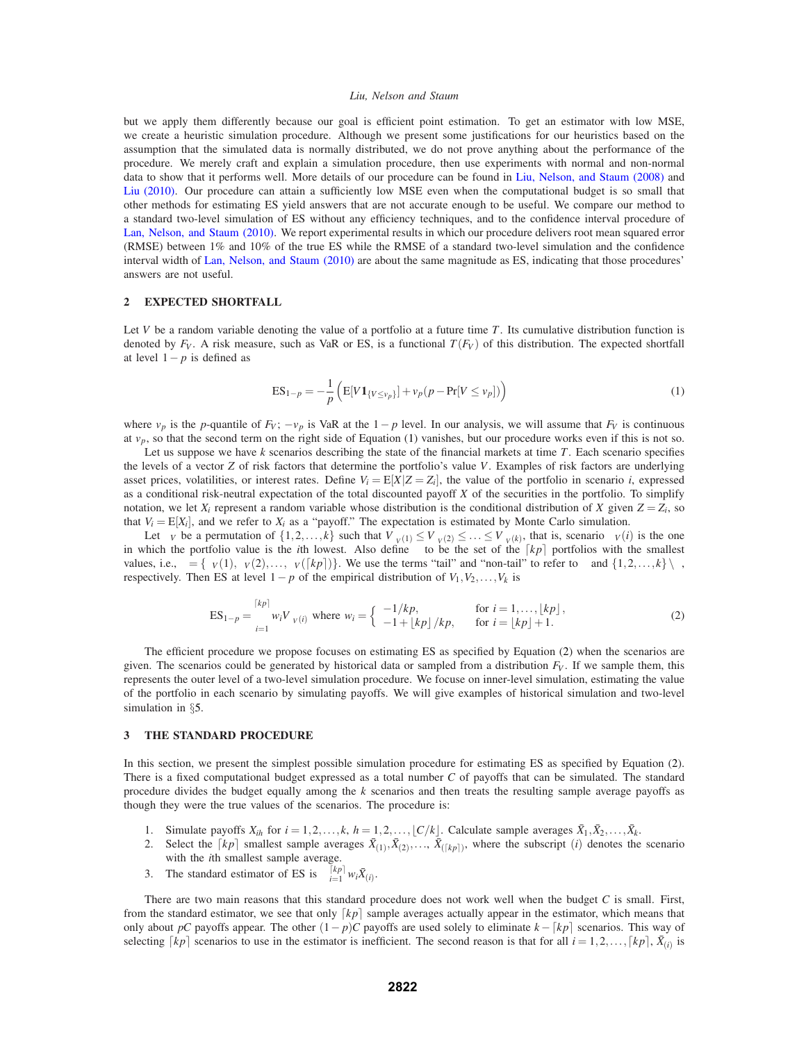but we apply them differently because our goal is efficient point estimation. To get an estimator with low MSE, we create a heuristic simulation procedure. Although we present some justifications for our heuristics based on the assumption that the simulated data is normally distributed, we do not prove anything about the performance of the procedure. We merely craft and explain a simulation procedure, then use experiments with normal and non-normal data to show that it performs well. More details of our procedure can be found in Liu, Nelson, and Staum (2008) and Liu (2010). Our procedure can attain a sufficiently low MSE even when the computational budget is so small that other methods for estimating ES yield answers that are not accurate enough to be useful. We compare our method to a standard two-level simulation of ES without any efficiency techniques, and to the confidence interval procedure of Lan, Nelson, and Staum (2010). We report experimental results in which our procedure delivers root mean squared error (RMSE) between 1% and 10% of the true ES while the RMSE of a standard two-level simulation and the confidence interval width of Lan, Nelson, and Staum (2010) are about the same magnitude as ES, indicating that those procedures' answers are not useful.

## 2 EXPECTED SHORTFALL

Let $V$ be a random variable denoting the value of a portfolio at a future time $T$. Its cumulative distribution function is denoted by $F_V$. A risk measure, such as VaR or ES, is a functional $T(F_V)$ of this distribution. The expected shortfall at level $1-p$ is defined as

$$\mathrm{ES}_{1-p} = -\frac{1}{p}\left(\mathrm{E}[V\mathbf{1}_{\{V\leq v_p\}}] + v_p(p - \Pr[V \leq v_p])\right) \tag{1}$$

where $v_p$ is the $p$-quantile of $F_V$; $-v_p$ is VaR at the $1-p$ level. In our analysis, we will assume that $F_V$ is continuous at $v_p$, so that the second term on the right side of Equation (1) vanishes, but our procedure works even if this is not so.

Let us suppose we have $k$ scenarios describing the state of the financial markets at time $T$. Each scenario specifies the levels of a vector $Z$ of risk factors that determine the portfolio's value $V$. Examples of risk factors are underlying asset prices, volatilities, or interest rates. Define $V_i = \mathrm{E}[X|Z = Z_i]$, the value of the portfolio in scenario $i$, expressed as a conditional risk-neutral expectation of the total discounted payoff $X$ of the securities in the portfolio. To simplify notation, we let $X_i$ represent a random variable whose distribution is the conditional distribution of $X$ given $Z = Z_i$, so that $V_i = \mathrm{E}[X_i]$, and we refer to $X_i$ as a "payoff." The expectation is estimated by Monte Carlo simulation.

Let $\pi_V$ be a permutation of $\{1,2,\ldots,k\}$ such that $V_{\pi_V(1)} \leq V_{\pi_V(2)} \leq \ldots \leq V_{\pi_V(k)}$, that is, scenario $\pi_V(i)$ is the one in which the portfolio value is the $i$th lowest. Also define $\gamma$ to be the set of the $\lceil kp \rceil$ portfolios with the smallest values, i.e., $\gamma = \{\pi_V(1), \pi_V(2), \ldots, \pi_V(\lceil kp \rceil)\}$. We use the terms "tail" and "non-tail" to refer to $\gamma$ and $\{1,2,\ldots,k\} \setminus \gamma$, respectively. Then ES at level $1-p$ of the empirical distribution of $V_1, V_2, \ldots, V_k$ is

$$\mathrm{ES}_{1-p} = \sum_{i=1}^{\lceil kp \rceil} w_i V_{\pi_V(i)} \text{ where } w_i = \begin{cases} -1/kp, & \text{for } i = 1,\ldots,\lfloor kp \rfloor, \\ -1 + \lfloor kp \rfloor / kp, & \text{for } i = \lfloor kp \rfloor + 1. \end{cases} \tag{2}$$

The efficient procedure we propose focuses on estimating ES as specified by Equation (2) when the scenarios are given. The scenarios could be generated by historical data or sampled from a distribution $F_V$. If we sample them, this represents the outer level of a two-level simulation procedure. We focus on inner-level simulation, estimating the value of the portfolio in each scenario by simulating payoffs. We will give examples of historical simulation and two-level simulation in §5.

## 3 THE STANDARD PROCEDURE

In this section, we present the simplest possible simulation procedure for estimating ES as specified by Equation (2). There is a fixed computational budget expressed as a total number $C$ of payoffs that can be simulated. The standard procedure divides the budget equally among the $k$ scenarios and then treats the resulting sample average payoffs as though they were the true values of the scenarios. The procedure is:

1. Simulate payoffs $X_{ih}$ for $i = 1,2,\ldots,k$, $h = 1,2,\ldots,\lfloor C/k \rfloor$. Calculate sample averages $\bar{X}_1, \bar{X}_2, \ldots, \bar{X}_k$.
2. Select the $\lceil kp \rceil$ smallest sample averages $\bar{X}_{(1)}, \bar{X}_{(2)}, \ldots, \bar{X}_{(\lceil kp \rceil)}$, where the subscript $(i)$ denotes the scenario with the $i$th smallest sample average.
3. The standard estimator of ES is $\sum_{i=1}^{\lceil kp \rceil} w_i \bar{X}_{(i)}$.

There are two main reasons that this standard procedure does not work well when the budget $C$ is small. First, from the standard estimator, we see that only $\lceil kp \rceil$ sample averages actually appear in the estimator, which means that only about $pC$ payoffs appear. The other $(1-p)C$ payoffs are used solely to eliminate $k - \lceil kp \rceil$ scenarios. This way of selecting $\lceil kp \rceil$ scenarios to use in the estimator is inefficient. The second reason is that for all $i = 1,2,\ldots,\lceil kp \rceil$, $\bar{X}_{(i)}$ is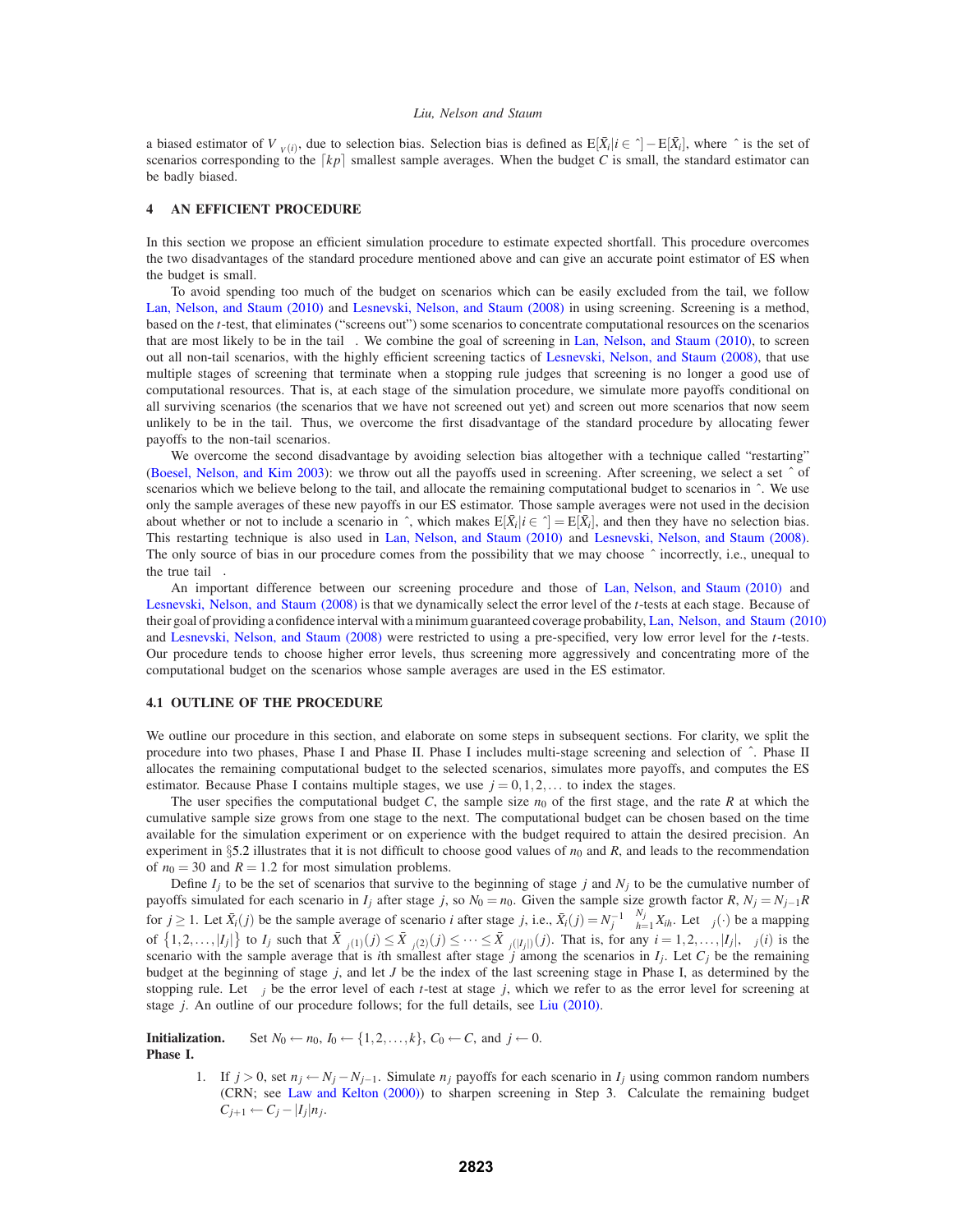a biased estimator of $V_{\gamma(i)}$, due to selection bias. Selection bias is defined as $\mathrm{E}[\bar{X}_i | i \in \hat{\Gamma}] - \mathrm{E}[\bar{X}_i]$, where $\hat{\Gamma}$ is the set of scenarios corresponding to the $\lceil kp \rceil$ smallest sample averages. When the budget $C$ is small, the standard estimator can be badly biased.

## 4 AN EFFICIENT PROCEDURE

In this section we propose an efficient simulation procedure to estimate expected shortfall. This procedure overcomes the two disadvantages of the standard procedure mentioned above and can give an accurate point estimator of ES when the budget is small.

To avoid spending too much of the budget on scenarios which can be easily excluded from the tail, we follow Lan, Nelson, and Staum (2010) and Lesnevski, Nelson, and Staum (2008) in using screening. Screening is a method, based on the $t$-test, that eliminates ("screens out") some scenarios to concentrate computational resources on the scenarios that are most likely to be in the tail $\Gamma$. We combine the goal of screening in Lan, Nelson, and Staum (2010), to screen out all non-tail scenarios, with the highly efficient screening tactics of Lesnevski, Nelson, and Staum (2008), that use multiple stages of screening that terminate when a stopping rule judges that screening is no longer a good use of computational resources. That is, at each stage of the simulation procedure, we simulate more payoffs conditional on all surviving scenarios (the scenarios that we have not screened out yet) and screen out more scenarios that now seem unlikely to be in the tail. Thus, we overcome the first disadvantage of the standard procedure by allocating fewer payoffs to the non-tail scenarios.

We overcome the second disadvantage by avoiding selection bias altogether with a technique called "restarting" (Boesel, Nelson, and Kim 2003): we throw out all the payoffs used in screening. After screening, we select a set $\hat{\Gamma}$ of scenarios which we believe belong to the tail, and allocate the remaining computational budget to scenarios in $\hat{\Gamma}$. We use only the sample averages of these new payoffs in our ES estimator. Those sample averages were not used in the decision about whether or not to include a scenario in $\hat{\Gamma}$, which makes $\mathrm{E}[\bar{X}_i | i \in \hat{\Gamma}] = \mathrm{E}[\bar{X}_i]$, and then they have no selection bias. This restarting technique is also used in Lan, Nelson, and Staum (2010) and Lesnevski, Nelson, and Staum (2008). The only source of bias in our procedure comes from the possibility that we may choose $\hat{\Gamma}$ incorrectly, i.e., unequal to the true tail $\Gamma$.

An important difference between our screening procedure and those of Lan, Nelson, and Staum (2010) and Lesnevski, Nelson, and Staum (2008) is that we dynamically select the error level of the $t$-tests at each stage. Because of their goal of providing a confidence interval with a minimum guaranteed coverage probability, Lan, Nelson, and Staum (2010) and Lesnevski, Nelson, and Staum (2008) were restricted to using a pre-specified, very low error level for the $t$-tests. Our procedure tends to choose higher error levels, thus screening more aggressively and concentrating more of the computational budget on the scenarios whose sample averages are used in the ES estimator.

### 4.1 OUTLINE OF THE PROCEDURE

We outline our procedure in this section, and elaborate on some steps in subsequent sections. For clarity, we split the procedure into two phases, Phase I and Phase II. Phase I includes multi-stage screening and selection of $\hat{\Gamma}$. Phase II allocates the remaining computational budget to the selected scenarios, simulates more payoffs, and computes the ES estimator. Because Phase I contains multiple stages, we use $j = 0, 1, 2, \ldots$ to index the stages.

The user specifies the computational budget $C$, the sample size $n_0$ of the first stage, and the rate $R$ at which the cumulative sample size grows from one stage to the next. The computational budget can be chosen based on the time available for the simulation experiment or on experience with the budget required to attain the desired precision. An experiment in §5.2 illustrates that it is not difficult to choose good values of $n_0$ and $R$, and leads to the recommendation of $n_0 = 30$ and $R = 1.2$ for most simulation problems.

Define $I_j$ to be the set of scenarios that survive to the beginning of stage $j$ and $N_j$ to be the cumulative number of payoffs simulated for each scenario in $I_j$ after stage $j$, so $N_0 = n_0$. Given the sample size growth factor $R$, $N_j = N_{j-1}R$ for $j \geq 1$. Let $\bar{X}_i(j)$ be the sample average of scenario $i$ after stage $j$, i.e., $\bar{X}_i(j) = N_j^{-1} \sum_{h=1}^{N_j} X_{ih}$. Let $\gamma_j(\cdot)$ be a mapping of $\{1, 2, \ldots, |I_j|\}$ to $I_j$ such that $\bar{X}_{\gamma_j(1)}(j) \leq \bar{X}_{\gamma_j(2)}(j) \leq \cdots \leq \bar{X}_{\gamma_j(|I_j|)}(j)$. That is, for any $i = 1, 2, \ldots, |I_j|$, $\gamma_j(i)$ is the scenario with the sample average that is $i$th smallest after stage $j$ among the scenarios in $I_j$. Let $C_j$ be the remaining budget at the beginning of stage $j$, and let $J$ be the index of the last screening stage in Phase I, as determined by the stopping rule. Let $\alpha_j$ be the error level of each $t$-test at stage $j$, which we refer to as the error level for screening at stage $j$. An outline of our procedure follows; for the full details, see Liu (2010).

**Initialization.** Set $N_0 \leftarrow n_0$, $I_0 \leftarrow \{1, 2, \ldots, k\}$, $C_0 \leftarrow C$, and $j \leftarrow 0$.

**Phase I.**

1. If $j > 0$, set $n_j \leftarrow N_j - N_{j-1}$. Simulate $n_j$ payoffs for each scenario in $I_j$ using common random numbers (CRN; see Law and Kelton (2000)) to sharpen screening in Step 3. Calculate the remaining budget $C_{j+1} \leftarrow C_j - |I_j| n_j$.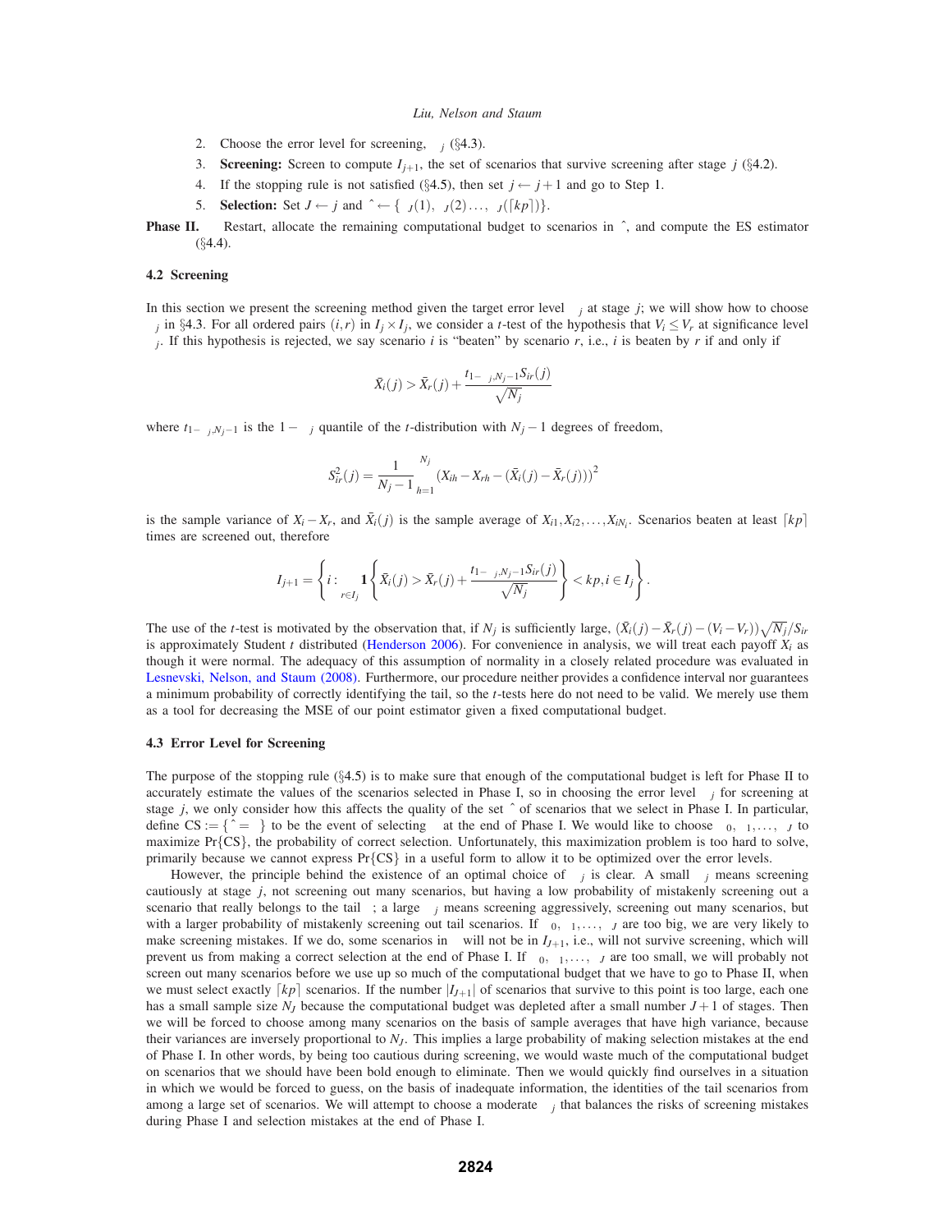2. Choose the error level for screening, $\alpha_j$ (§4.3).
3. **Screening:** Screen to compute $I_{j+1}$, the set of scenarios that survive screening after stage $j$ (§4.2).
4. If the stopping rule is not satisfied (§4.5), then set $j \leftarrow j+1$ and go to Step 1.
5. **Selection:** Set $J \leftarrow j$ and $\hat{\gamma} \leftarrow \{\pi_J(1), \pi_J(2) \ldots, \pi_J(\lceil kp \rceil)\}$.

**Phase II.** Restart, allocate the remaining computational budget to scenarios in $\hat{\gamma}$, and compute the ES estimator (§4.4).

## 4.2 Screening

In this section we present the screening method given the target error level $\alpha_j$ at stage $j$; we will show how to choose $\alpha_j$ in §4.3. For all ordered pairs $(i,r)$ in $I_j \times I_j$, we consider a $t$-test of the hypothesis that $V_i \leq V_r$ at significance level $\alpha_j$. If this hypothesis is rejected, we say scenario $i$ is "beaten" by scenario $r$, i.e., $i$ is beaten by $r$ if and only if

$$\bar{X}_i(j) > \bar{X}_r(j) + \frac{t_{1-\alpha_j, N_j-1} S_{ir}(j)}{\sqrt{N_j}}$$

where $t_{1-\alpha_j, N_j-1}$ is the $1-\alpha_j$ quantile of the $t$-distribution with $N_j - 1$ degrees of freedom,

$$S_{ir}^2(j) = \frac{1}{N_j - 1} \sum_{h=1}^{N_j} \left(X_{ih} - X_{rh} - (\bar{X}_i(j) - \bar{X}_r(j))\right)^2$$

is the sample variance of $X_i - X_r$, and $\bar{X}_i(j)$ is the sample average of $X_{i1}, X_{i2}, \ldots, X_{iN_i}$. Scenarios beaten at least $\lceil kp \rceil$ times are screened out, therefore

$$I_{j+1} = \left\{ i : \sum_{r \in I_j} \mathbf{1}\left\{ \bar{X}_i(j) > \bar{X}_r(j) + \frac{t_{1-\alpha_j, N_j-1} S_{ir}(j)}{\sqrt{N_j}} \right\} < kp, i \in I_j \right\}.$$

The use of the $t$-test is motivated by the observation that, if $N_j$ is sufficiently large, $(\bar{X}_i(j) - \bar{X}_r(j) - (V_i - V_r))\sqrt{N_j}/S_{ir}$ is approximately Student $t$ distributed (Henderson 2006). For convenience in analysis, we will treat each payoff $X_i$ as though it were normal. The adequacy of this assumption of normality in a closely related procedure was evaluated in Lesnevski, Nelson, and Staum (2008). Furthermore, our procedure neither provides a confidence interval nor guarantees a minimum probability of correctly identifying the tail, so the $t$-tests here do not need to be valid. We merely use them as a tool for decreasing the MSE of our point estimator given a fixed computational budget.

## 4.3 Error Level for Screening

The purpose of the stopping rule (§4.5) is to make sure that enough of the computational budget is left for Phase II to accurately estimate the values of the scenarios selected in Phase I, so in choosing the error level $\alpha_j$ for screening at stage $j$, we only consider how this affects the quality of the set $\hat{\gamma}$ of scenarios that we select in Phase I. In particular, define $\text{CS} := \{\hat{\gamma} = \gamma\}$ to be the event of selecting $\gamma$ at the end of Phase I. We would like to choose $\alpha_0, \alpha_1, \ldots, \alpha_J$ to maximize $\Pr\{\text{CS}\}$, the probability of correct selection. Unfortunately, this maximization problem is too hard to solve, primarily because we cannot express $\Pr\{\text{CS}\}$ in a useful form to allow it to be optimized over the error levels.

However, the principle behind the existence of an optimal choice of $\alpha_j$ is clear. A small $\alpha_j$ means screening cautiously at stage $j$, not screening out many scenarios, but having a low probability of mistakenly screening out a scenario that really belongs to the tail $\gamma$; a large $\alpha_j$ means screening aggressively, screening out many scenarios, but with a larger probability of mistakenly screening out tail scenarios. If $\alpha_0, \alpha_1, \ldots, \alpha_J$ are too big, we are very likely to make screening mistakes. If we do, some scenarios in $\gamma$ will not be in $I_{J+1}$, i.e., will not survive screening, which will prevent us from making a correct selection at the end of Phase I. If $\alpha_0, \alpha_1, \ldots, \alpha_J$ are too small, we will probably not screen out many scenarios before we use up so much of the computational budget that we have to go to Phase II, when we must select exactly $\lceil kp \rceil$ scenarios. If the number $|I_{J+1}|$ of scenarios that survive to this point is too large, each one has a small sample size $N_J$ because the computational budget was depleted after a small number $J+1$ of stages. Then we will be forced to choose among many scenarios on the basis of sample averages that have high variance, because their variances are inversely proportional to $N_J$. This implies a large probability of making selection mistakes at the end of Phase I. In other words, by being too cautious during screening, we would waste much of the computational budget on scenarios that we should have been bold enough to eliminate. Then we would quickly find ourselves in a situation in which we would be forced to guess, on the basis of inadequate information, the identities of the tail scenarios from among a large set of scenarios. We will attempt to choose a moderate $\alpha_j$ that balances the risks of screening mistakes during Phase I and selection mistakes at the end of Phase I.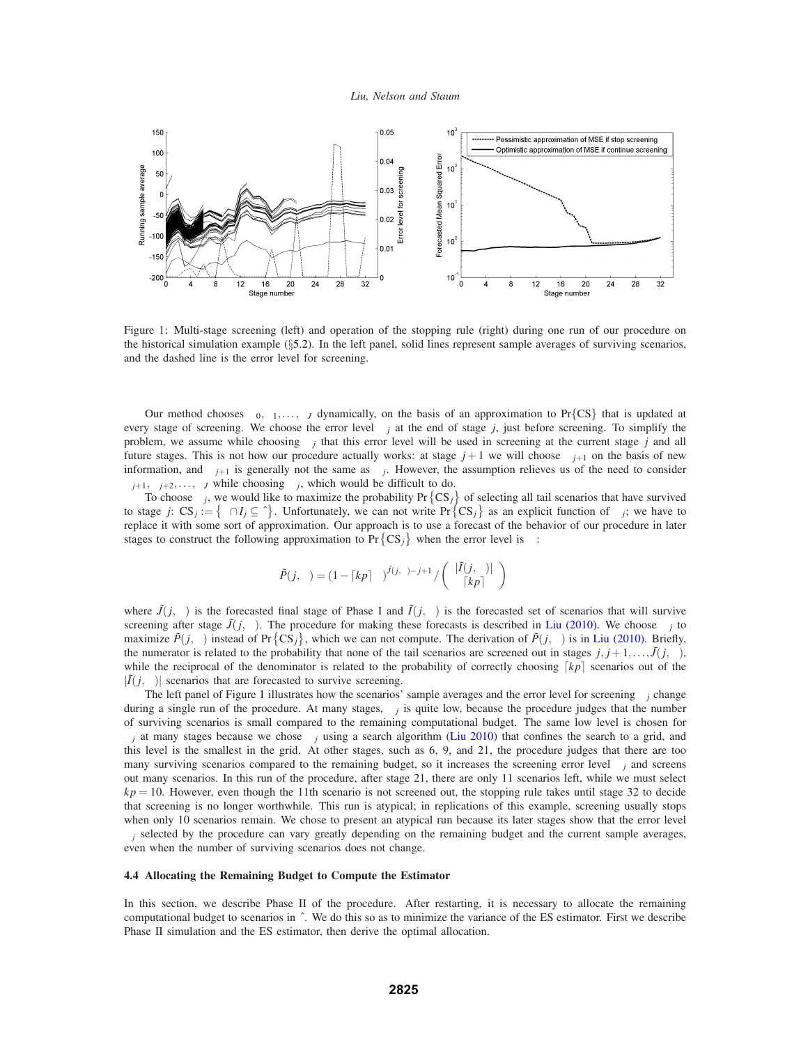Figure 1: Multi-stage screening (left) and operation of the stopping rule (right) during one run of our procedure on the historical simulation example (§5.2). In the left panel, solid lines represent sample averages of surviving scenarios, and the dashed line is the error level for screening.

Our method chooses $\alpha_0, \alpha_1, \ldots, \alpha_J$ dynamically, on the basis of an approximation to $\Pr\{\text{CS}\}$ that is updated at every stage of screening. We choose the error level $\alpha_j$ at the end of stage $j$, just before screening. To simplify the problem, we assume while choosing $\alpha_j$ that this error level will be used in screening at the current stage $j$ and all future stages. This is not how our procedure actually works: at stage $j+1$ we will choose $\alpha_{j+1}$ on the basis of new information, and $\alpha_{j+1}$ is generally not the same as $\alpha_j$. However, the assumption relieves us of the need to consider $\alpha_{j+1}, \alpha_{j+2}, \ldots, \alpha_J$ while choosing $\alpha_j$, which would be difficult to do.

To choose $\alpha_j$, we would like to maximize the probability $\Pr\{\text{CS}_j\}$ of selecting all tail scenarios that have survived to stage $j$: $\text{CS}_j := \{\gamma \cap I_j \subseteq \hat{\gamma}\}$. Unfortunately, we can not write $\Pr\{\text{CS}_j\}$ as an explicit function of $\alpha_j$; we have to replace it with some sort of approximation. Our approach is to use a forecast of the behavior of our procedure in later stages to construct the following approximation to $\Pr\{\text{CS}_j\}$ when the error level is $\alpha$:

$$\tilde{P}(j,\alpha) = (1-\lceil kp\rceil\alpha)^{\tilde{J}(j,\alpha)-j+1} \Big/ \binom{|\tilde{I}(j,\alpha)|}{\lceil kp\rceil}$$

where $\tilde{J}(j,\alpha)$ is the forecasted final stage of Phase I and $\tilde{I}(j,\alpha)$ is the forecasted set of scenarios that will survive screening after stage $\tilde{J}(j,\alpha)$. The procedure for making these forecasts is described in Liu (2010). We choose $\alpha_j$ to maximize $\tilde{P}(j,\alpha)$ instead of $\Pr\{\text{CS}_j\}$, which we can not compute. The derivation of $\tilde{P}(j,\alpha)$ is in Liu (2010). Briefly, the numerator is related to the probability that none of the tail scenarios are screened out in stages $j, j+1, \ldots, \tilde{J}(j,\alpha)$, while the reciprocal of the denominator is related to the probability of correctly choosing $\lceil kp\rceil$ scenarios out of the $|\tilde{I}(j,\alpha)|$ scenarios that are forecasted to survive screening.

The left panel of Figure 1 illustrates how the scenarios' sample averages and the error level for screening $\alpha_j$ change during a single run of the procedure. At many stages, $\alpha_j$ is quite low, because the procedure judges that the number of surviving scenarios is small compared to the remaining computational budget. The same low level is chosen for $\alpha_j$ at many stages because we chose $\alpha_j$ using a search algorithm (Liu 2010) that confines the search to a grid, and this level is the smallest in the grid. At other stages, such as 6, 9, and 21, the procedure judges that there are too many surviving scenarios compared to the remaining budget, so it increases the screening error level $\alpha_j$ and screens out many scenarios. In this run of the procedure, after stage 21, there are only 11 scenarios left, while we must select $kp = 10$. However, even though the 11th scenario is not screened out, the stopping rule takes until stage 32 to decide that screening is no longer worthwhile. This run is atypical; in replications of this example, screening usually stops when only 10 scenarios remain. We chose to present an atypical run because its later stages show that the error level $\alpha_j$ selected by the procedure can vary greatly depending on the remaining budget and the current sample averages, even when the number of surviving scenarios does not change.

### 4.4 Allocating the Remaining Budget to Compute the Estimator

In this section, we describe Phase II of the procedure. After restarting, it is necessary to allocate the remaining computational budget to scenarios in $\hat{\gamma}$. We do this so as to minimize the variance of the ES estimator. First we describe Phase II simulation and the ES estimator, then derive the optimal allocation.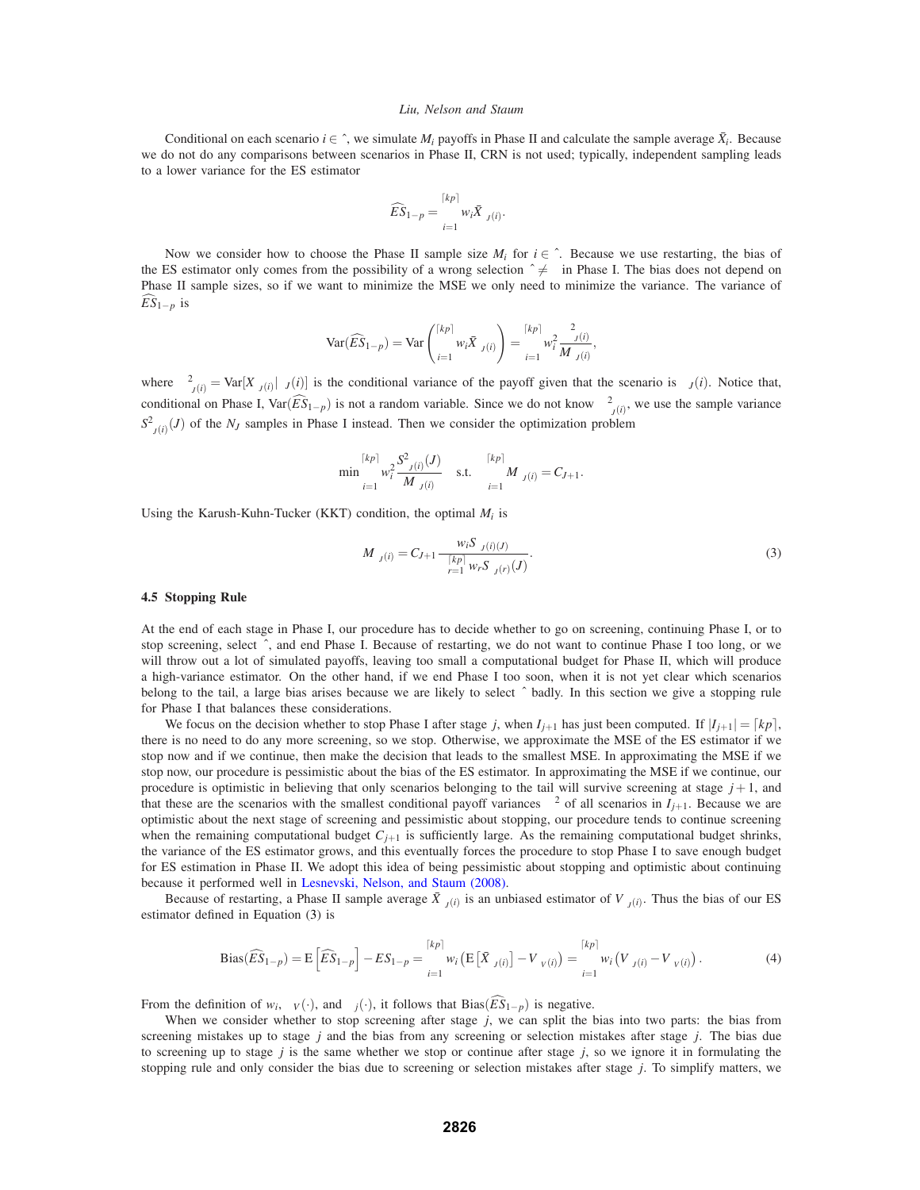Conditional on each scenario $i \in \hat{\gamma}$, we simulate $M_i$ payoffs in Phase II and calculate the sample average $\bar{X}_i$. Because we do not do any comparisons between scenarios in Phase II, CRN is not used; typically, independent sampling leads to a lower variance for the ES estimator

$$\widehat{ES}_{1-p} = \sum_{i=1}^{\lceil kp \rceil} w_i \bar{X}_{\pi_J(i)}.$$

Now we consider how to choose the Phase II sample size $M_i$ for $i \in \hat{\gamma}$. Because we use restarting, the bias of the ES estimator only comes from the possibility of a wrong selection $\hat{\gamma} \neq \gamma$ in Phase I. The bias does not depend on Phase II sample sizes, so if we want to minimize the MSE we only need to minimize the variance. The variance of $\widehat{ES}_{1-p}$ is

$$\mathrm{Var}(\widehat{ES}_{1-p}) = \mathrm{Var}\left(\sum_{i=1}^{\lceil kp \rceil} w_i \bar{X}_{\pi_J(i)}\right) = \sum_{i=1}^{\lceil kp \rceil} w_i^2 \frac{\sigma^2_{\pi_J(i)}}{M_{\pi_J(i)}},$$

where $\sigma^2_{\pi_J(i)} = \mathrm{Var}[X_{\pi_J(i)} | \pi_J(i)]$ is the conditional variance of the payoff given that the scenario is $\pi_J(i)$. Notice that, conditional on Phase I, $\mathrm{Var}(\widehat{ES}_{1-p})$ is not a random variable. Since we do not know $\sigma^2_{\pi_J(i)}$, we use the sample variance $S^2_{\pi_J(i)}(J)$ of the $N_J$ samples in Phase I instead. Then we consider the optimization problem

$$\min \sum_{i=1}^{\lceil kp \rceil} w_i^2 \frac{S^2_{\pi_J(i)}(J)}{M_{\pi_J(i)}} \quad \text{s.t.} \quad \sum_{i=1}^{\lceil kp \rceil} M_{\pi_J(i)} = C_{J+1}.$$

Using the Karush-Kuhn-Tucker (KKT) condition, the optimal $M_i$ is

$$M_{\pi_J(i)} = C_{J+1} \frac{w_i S_{\pi_J(i)(J)}}{\sum_{r=1}^{\lceil kp \rceil} w_r S_{\pi_J(r)}(J)}. \tag{3}$$

### 4.5 Stopping Rule

At the end of each stage in Phase I, our procedure has to decide whether to go on screening, continuing Phase I, or to stop screening, select $\hat{\gamma}$, and end Phase I. Because of restarting, we do not want to continue Phase I too long, or we will throw out a lot of simulated payoffs, leaving too small a computational budget for Phase II, which will produce a high-variance estimator. On the other hand, if we end Phase I too soon, when it is not yet clear which scenarios belong to the tail, a large bias arises because we are likely to select $\hat{\gamma}$ badly. In this section we give a stopping rule for Phase I that balances these considerations.

We focus on the decision whether to stop Phase I after stage $j$, when $I_{j+1}$ has just been computed. If $|I_{j+1}| = \lceil kp \rceil$, there is no need to do any more screening, so we stop. Otherwise, we approximate the MSE of the ES estimator if we stop now and if we continue, then make the decision that leads to the smallest MSE. In approximating the MSE if we stop now, our procedure is pessimistic about the bias of the ES estimator. In approximating the MSE if we continue, our procedure is optimistic in believing that only scenarios belonging to the tail will survive screening at stage $j+1$, and that these are the scenarios with the smallest conditional payoff variances $\sigma^2$ of all scenarios in $I_{j+1}$. Because we are optimistic about the next stage of screening and pessimistic about stopping, our procedure tends to continue screening when the remaining computational budget $C_{j+1}$ is sufficiently large. As the remaining computational budget shrinks, the variance of the ES estimator grows, and this eventually forces the procedure to stop Phase I to save enough budget for ES estimation in Phase II. We adopt this idea of being pessimistic about stopping and optimistic about continuing because it performed well in Lesnevski, Nelson, and Staum (2008).

Because of restarting, a Phase II sample average $\bar{X}_{\pi_J(i)}$ is an unbiased estimator of $V_{\pi_J(i)}$. Thus the bias of our ES estimator defined in Equation (3) is

$$\mathrm{Bias}(\widehat{ES}_{1-p}) = \mathrm{E}\left[\widehat{ES}_{1-p}\right] - ES_{1-p} = \sum_{i=1}^{\lceil kp \rceil} w_i \left(\mathrm{E}\left[\bar{X}_{\pi_J(i)}\right] - V_{\pi_V(i)}\right) = \sum_{i=1}^{\lceil kp \rceil} w_i \left(V_{\pi_J(i)} - V_{\pi_V(i)}\right). \tag{4}$$

From the definition of $w_i$, $\pi_V(\cdot)$, and $\pi_j(\cdot)$, it follows that $\mathrm{Bias}(\widehat{ES}_{1-p})$ is negative.

When we consider whether to stop screening after stage $j$, we can split the bias into two parts: the bias from screening mistakes up to stage $j$ and the bias from any screening or selection mistakes after stage $j$. The bias due to screening up to stage $j$ is the same whether we stop or continue after stage $j$, so we ignore it in formulating the stopping rule and only consider the bias due to screening or selection mistakes after stage $j$. To simplify matters, we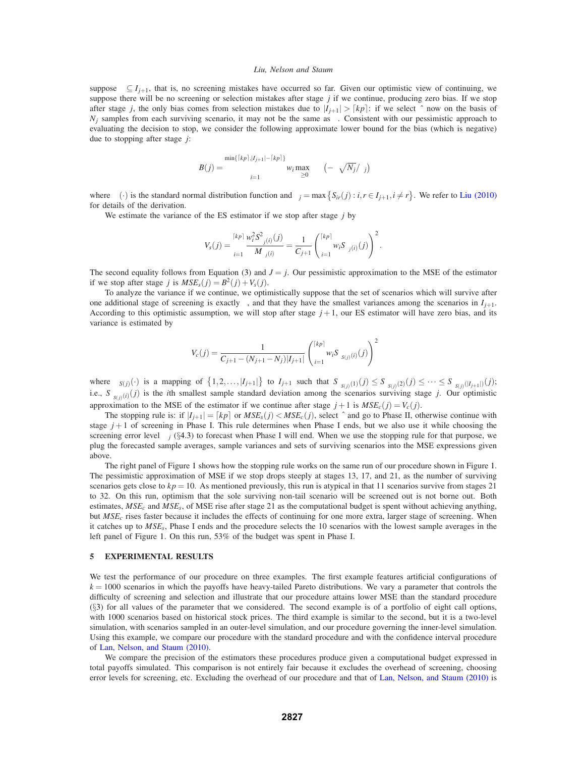suppose $\gamma \subseteq I_{j+1}$, that is, no screening mistakes have occurred so far. Given our optimistic view of continuing, we suppose there will be no screening or selection mistakes after stage $j$ if we continue, producing zero bias. If we stop after stage $j$, the only bias comes from selection mistakes due to $|I_{j+1}| > \lceil kp \rceil$: if we select $\hat{\gamma}$ now on the basis of $N_j$ samples from each surviving scenario, it may not be the same as $\gamma$. Consistent with our pessimistic approach to evaluating the decision to stop, we consider the following approximate lower bound for the bias (which is negative) due to stopping after stage $j$:

$$B(j) = \sum_{i=1}^{\min\{\lceil kp \rceil, |I_{j+1}| - \lceil kp \rceil\}} w_i \max_{\delta \geq 0} \delta \Phi\left(-\delta \sqrt{N_j}/\sigma_j\right)$$

where $\Phi(\cdot)$ is the standard normal distribution function and $\sigma_j = \max\left\{S_{ir}(j) : i, r \in I_{j+1}, i \neq r\right\}$. We refer to Liu (2010) for details of the derivation.

We estimate the variance of the ES estimator if we stop after stage $j$ by

$$V_s(j) = \sum_{i=1}^{\lceil kp \rceil} \frac{w_i^2 S_{\pi_j(i)}^2(j)}{M_{\pi_j(i)}} = \frac{1}{C_{j+1}} \left(\sum_{i=1}^{\lceil kp \rceil} w_i S_{\pi_j(i)}(j)\right)^2.$$

The second equality follows from Equation (3) and $J = j$. Our pessimistic approximation to the MSE of the estimator if we stop after stage $j$ is $MSE_s(j) = B^2(j) + V_s(j)$.

To analyze the variance if we continue, we optimistically suppose that the set of scenarios which will survive after one additional stage of screening is exactly $\gamma$, and that they have the smallest variances among the scenarios in $I_{j+1}$. According to this optimistic assumption, we will stop after stage $j+1$, our ES estimator will have zero bias, and its variance is estimated by

$$V_c(j) = \frac{1}{C_{j+1} - (N_{j+1} - N_j)|I_{j+1}|} \left(\sum_{i=1}^{\lceil kp \rceil} w_i S_{\pi_{S(j)}(i)}(j)\right)^2$$

where $\pi_{S(j)}(\cdot)$ is a mapping of $\left\{1, 2, \ldots, |I_{j+1}|\right\}$ to $I_{j+1}$ such that $S_{\pi_{S(j)}(1)}(j) \leq S_{\pi_{S(j)}(2)}(j) \leq \cdots \leq S_{\pi_{S(j)}(|I_{j+1}|)}(j)$; i.e., $S_{\pi_{S(j)}(i)}(j)$ is the $i$th smallest sample standard deviation among the scenarios surviving stage $j$. Our optimistic approximation to the MSE of the estimator if we continue after stage $j+1$ is $MSE_c(j) = V_c(j)$.

The stopping rule is: if $|I_{j+1}| = \lceil kp \rceil$ or $MSE_s(j) < MSE_c(j)$, select $\hat{\gamma}$ and go to Phase II, otherwise continue with stage $j+1$ of screening in Phase I. This rule determines when Phase I ends, but we also use it while choosing the screening error level $\alpha_j$ (§4.3) to forecast when Phase I will end. When we use the stopping rule for that purpose, we plug the forecasted sample averages, sample variances and sets of surviving scenarios into the MSE expressions given above.

The right panel of Figure 1 shows how the stopping rule works on the same run of our procedure shown in Figure 1. The pessimistic approximation of MSE if we stop drops steeply at stages 13, 17, and 21, as the number of surviving scenarios gets close to $kp = 10$. As mentioned previously, this run is atypical in that 11 scenarios survive from stages 21 to 32. On this run, optimism that the sole surviving non-tail scenario will be screened out is not borne out. Both estimates, $MSE_c$ and $MSE_s$, of MSE rise after stage 21 as the computational budget is spent without achieving anything, but $MSE_c$ rises faster because it includes the effects of continuing for one more extra, larger stage of screening. When it catches up to $MSE_s$, Phase I ends and the procedure selects the 10 scenarios with the lowest sample averages in the left panel of Figure 1. On this run, 53% of the budget was spent in Phase I.

## 5 EXPERIMENTAL RESULTS

We test the performance of our procedure on three examples. The first example features artificial configurations of $k = 1000$ scenarios in which the payoffs have heavy-tailed Pareto distributions. We vary a parameter that controls the difficulty of screening and selection and illustrate that our procedure attains lower MSE than the standard procedure (§3) for all values of the parameter that we considered. The second example is of a portfolio of eight call options, with 1000 scenarios based on historical stock prices. The third example is similar to the second, but it is a two-level simulation, with scenarios sampled in an outer-level simulation, and our procedure governing the inner-level simulation. Using this example, we compare our procedure with the standard procedure and with the confidence interval procedure of Lan, Nelson, and Staum (2010).

We compare the precision of the estimators these procedures produce given a computational budget expressed in total payoffs simulated. This comparison is not entirely fair because it excludes the overhead of screening, choosing error levels for screening, etc. Excluding the overhead of our procedure and that of Lan, Nelson, and Staum (2010) is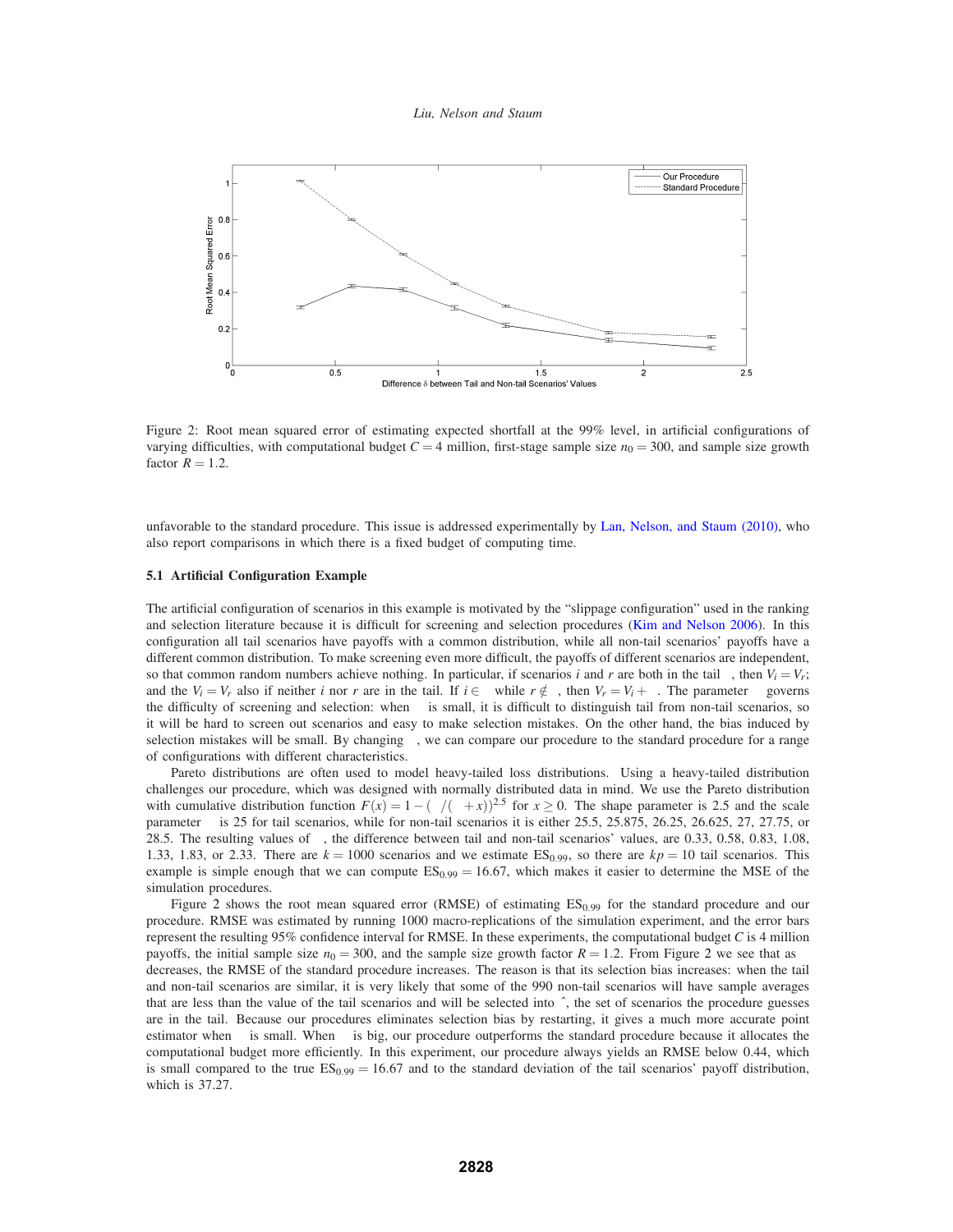Figure 2: Root mean squared error of estimating expected shortfall at the 99% level, in artificial configurations of varying difficulties, with computational budget $C = 4$ million, first-stage sample size $n_0 = 300$, and sample size growth factor $R = 1.2$.

unfavorable to the standard procedure. This issue is addressed experimentally by Lan, Nelson, and Staum (2010), who also report comparisons in which there is a fixed budget of computing time.

### 5.1 Artificial Configuration Example

The artificial configuration of scenarios in this example is motivated by the "slippage configuration" used in the ranking and selection literature because it is difficult for screening and selection procedures (Kim and Nelson 2006). In this configuration all tail scenarios have payoffs with a common distribution, while all non-tail scenarios' payoffs have a different common distribution. To make screening even more difficult, the payoffs of different scenarios are independent, so that common random numbers achieve nothing. In particular, if scenarios $i$ and $r$ are both in the tail $\gamma$, then $V_i = V_r$; and the $V_i = V_r$ also if neither $i$ nor $r$ are in the tail. If $i \in \gamma$ while $r \notin \gamma$, then $V_r = V_i + \delta$. The parameter $\delta$ governs the difficulty of screening and selection: when $\delta$ is small, it is difficult to distinguish tail from non-tail scenarios, so it will be hard to screen out scenarios and easy to make selection mistakes. On the other hand, the bias induced by selection mistakes will be small. By changing $\delta$, we can compare our procedure to the standard procedure for a range of configurations with different characteristics.

Pareto distributions are often used to model heavy-tailed loss distributions. Using a heavy-tailed distribution challenges our procedure, which was designed with normally distributed data in mind. We use the Pareto distribution with cumulative distribution function $F(x) = 1 - (\lambda/(\lambda + x))^{2.5}$ for $x \geq 0$. The shape parameter is 2.5 and the scale parameter $\lambda$ is 25 for tail scenarios, while for non-tail scenarios it is either 25.5, 25.875, 26.25, 26.625, 27, 27.75, or 28.5. The resulting values of $\delta$, the difference between tail and non-tail scenarios' values, are 0.33, 0.58, 0.83, 1.08, 1.33, 1.83, or 2.33. There are $k = 1000$ scenarios and we estimate $\mathrm{ES}_{0.99}$, so there are $kp = 10$ tail scenarios. This example is simple enough that we can compute $\mathrm{ES}_{0.99} = 16.67$, which makes it easier to determine the MSE of the simulation procedures.

Figure 2 shows the root mean squared error (RMSE) of estimating $\mathrm{ES}_{0.99}$ for the standard procedure and our procedure. RMSE was estimated by running 1000 macro-replications of the simulation experiment, and the error bars represent the resulting 95% confidence interval for RMSE. In these experiments, the computational budget $C$ is 4 million payoffs, the initial sample size $n_0 = 300$, and the sample size growth factor $R = 1.2$. From Figure 2 we see that as $\delta$ decreases, the RMSE of the standard procedure increases. The reason is that its selection bias increases: when the tail and non-tail scenarios are similar, it is very likely that some of the 990 non-tail scenarios will have sample averages that are less than the value of the tail scenarios and will be selected into $\hat{\gamma}$, the set of scenarios the procedure guesses are in the tail. Because our procedures eliminates selection bias by restarting, it gives a much more accurate point estimator when $\delta$ is small. When $\delta$ is big, our procedure outperforms the standard procedure because it allocates the computational budget more efficiently. In this experiment, our procedure always yields an RMSE below 0.44, which is small compared to the true $\mathrm{ES}_{0.99} = 16.67$ and to the standard deviation of the tail scenarios' payoff distribution, which is 37.27.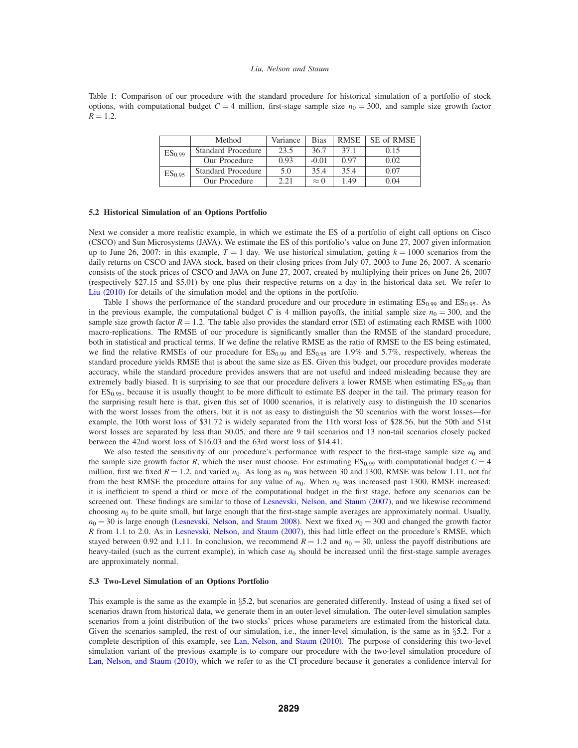Table 1: Comparison of our procedure with the standard procedure for historical simulation of a portfolio of stock options, with computational budget $C = 4$ million, first-stage sample size $n_0 = 300$, and sample size growth factor $R = 1.2$.

| | Method | Variance | Bias | RMSE | SE of RMSE |
|---|---|---|---|---|---|
| $\text{ES}_{0.99}$ | Standard Procedure | 23.5 | 36.7 | 37.1 | 0.15 |
| | Our Procedure | 0.93 | -0.01 | 0.97 | 0.02 |
| $\text{ES}_{0.95}$ | Standard Procedure | 5.0 | 35.4 | 35.4 | 0.07 |
| | Our Procedure | 2.21 | $\approx 0$ | 1.49 | 0.04 |

### 5.2 Historical Simulation of an Options Portfolio

Next we consider a more realistic example, in which we estimate the ES of a portfolio of eight call options on Cisco (CSCO) and Sun Microsystems (JAVA). We estimate the ES of this portfolio's value on June 27, 2007 given information up to June 26, 2007: in this example, $T = 1$ day. We use historical simulation, getting $k = 1000$ scenarios from the daily returns on CSCO and JAVA stock, based on their closing prices from July 07, 2003 to June 26, 2007. A scenario consists of the stock prices of CSCO and JAVA on June 27, 2007, created by multiplying their prices on June 26, 2007 (respectively \$27.15 and \$5.01) by one plus their respective returns on a day in the historical data set. We refer to Liu (2010) for details of the simulation model and the options in the portfolio.

Table 1 shows the performance of the standard procedure and our procedure in estimating $\text{ES}_{0.99}$ and $\text{ES}_{0.95}$. As in the previous example, the computational budget $C$ is 4 million payoffs, the initial sample size $n_0 = 300$, and the sample size growth factor $R = 1.2$. The table also provides the standard error (SE) of estimating each RMSE with 1000 macro-replications. The RMSE of our procedure is significantly smaller than the RMSE of the standard procedure, both in statistical and practical terms. If we define the relative RMSE as the ratio of RMSE to the ES being estimated, we find the relative RMSEs of our procedure for $\text{ES}_{0.99}$ and $\text{ES}_{0.95}$ are 1.9% and 5.7%, respectively, whereas the standard procedure yields RMSE that is about the same size as ES. Given this budget, our procedure provides moderate accuracy, while the standard procedure provides answers that are not useful and indeed misleading because they are extremely badly biased. It is surprising to see that our procedure delivers a lower RMSE when estimating $\text{ES}_{0.99}$ than for $\text{ES}_{0.95}$, because it is usually thought to be more difficult to estimate ES deeper in the tail. The primary reason for the surprising result here is that, given this set of 1000 scenarios, it is relatively easy to distinguish the 10 scenarios with the worst losses from the others, but it is not as easy to distinguish the 50 scenarios with the worst losses—for example, the 10th worst loss of \$31.72 is widely separated from the 11th worst loss of \$28.56, but the 50th and 51st worst losses are separated by less than \$0.05, and there are 9 tail scenarios and 13 non-tail scenarios closely packed between the 42nd worst loss of \$16.03 and the 63rd worst loss of \$14.41.

We also tested the sensitivity of our procedure's performance with respect to the first-stage sample size $n_0$ and the sample size growth factor $R$, which the user must choose. For estimating $\text{ES}_{0.99}$ with computational budget $C = 4$ million, first we fixed $R = 1.2$, and varied $n_0$. As long as $n_0$ was between 30 and 1300, RMSE was below 1.11, not far from the best RMSE the procedure attains for any value of $n_0$. When $n_0$ was increased past 1300, RMSE increased: it is inefficient to spend a third or more of the computational budget in the first stage, before any scenarios can be screened out. These findings are similar to those of Lesnevski, Nelson, and Staum (2007), and we likewise recommend choosing $n_0$ to be quite small, but large enough that the first-stage sample averages are approximately normal. Usually, $n_0 = 30$ is large enough (Lesnevski, Nelson, and Staum 2008). Next we fixed $n_0 = 300$ and changed the growth factor $R$ from 1.1 to 2.0. As in Lesnevski, Nelson, and Staum (2007), this had little effect on the procedure's RMSE, which stayed between 0.92 and 1.11. In conclusion, we recommend $R = 1.2$ and $n_0 = 30$, unless the payoff distributions are heavy-tailed (such as the current example), in which case $n_0$ should be increased until the first-stage sample averages are approximately normal.

### 5.3 Two-Level Simulation of an Options Portfolio

This example is the same as the example in §5.2, but scenarios are generated differently. Instead of using a fixed set of scenarios drawn from historical data, we generate them in an outer-level simulation. The outer-level simulation samples scenarios from a joint distribution of the two stocks' prices whose parameters are estimated from the historical data. Given the scenarios sampled, the rest of our simulation, i.e., the inner-level simulation, is the same as in §5.2. For a complete description of this example, see Lan, Nelson, and Staum (2010). The purpose of considering this two-level simulation variant of the previous example is to compare our procedure with the two-level simulation procedure of Lan, Nelson, and Staum (2010), which we refer to as the CI procedure because it generates a confidence interval for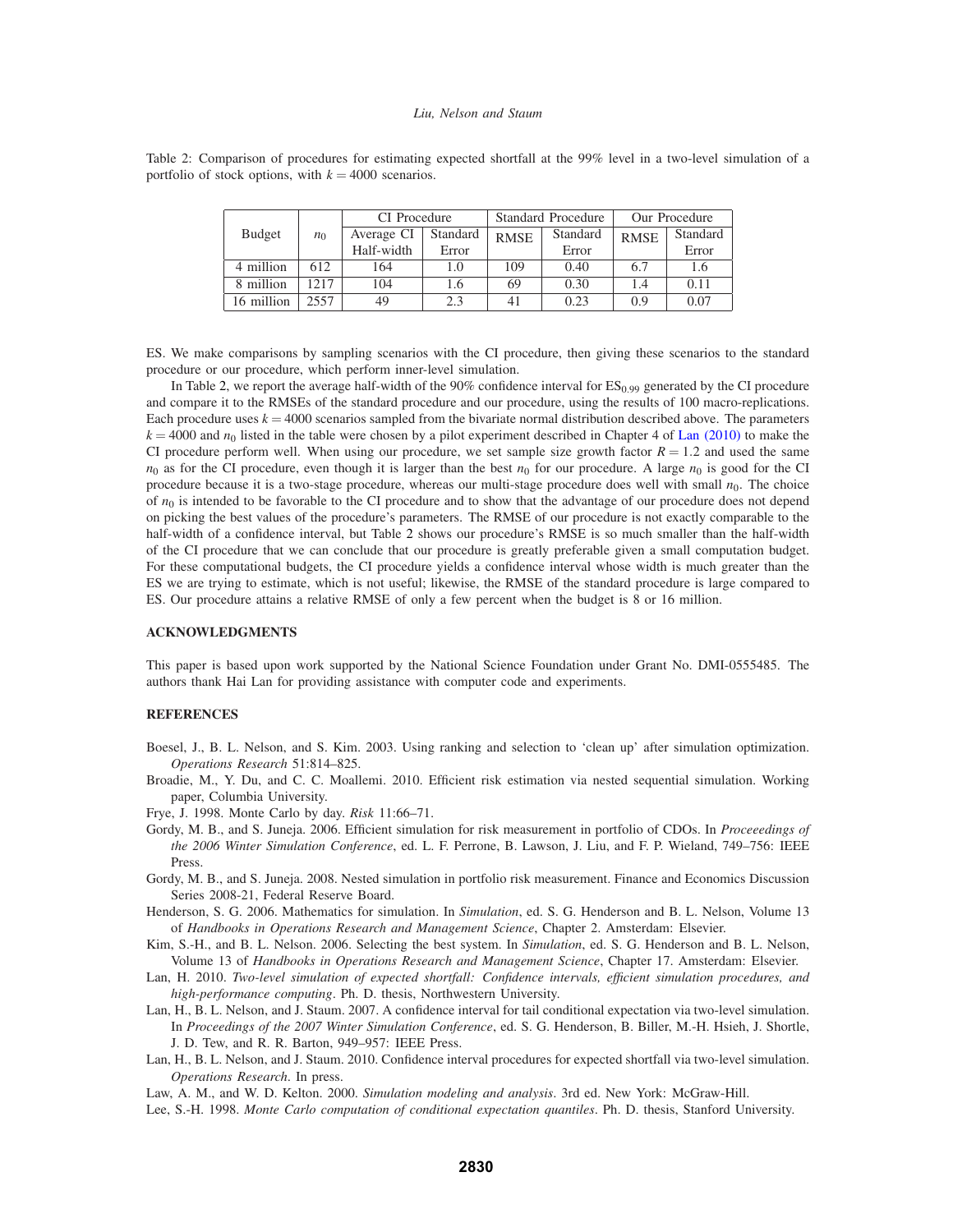Table 2: Comparison of procedures for estimating expected shortfall at the 99% level in a two-level simulation of a portfolio of stock options, with $k = 4000$ scenarios.

| Budget | $n_0$ | CI Procedure | | Standard Procedure | | Our Procedure | |
|---|---|---|---|---|---|---|---|
| | | Average CI Half-width | Standard Error | RMSE | Standard Error | RMSE | Standard Error |
| 4 million | 612 | 164 | 1.0 | 109 | 0.40 | 6.7 | 1.6 |
| 8 million | 1217 | 104 | 1.6 | 69 | 0.30 | 1.4 | 0.11 |
| 16 million | 2557 | 49 | 2.3 | 41 | 0.23 | 0.9 | 0.07 |

ES. We make comparisons by sampling scenarios with the CI procedure, then giving these scenarios to the standard procedure or our procedure, which perform inner-level simulation.

In Table 2, we report the average half-width of the 90% confidence interval for $\mathrm{ES}_{0.99}$ generated by the CI procedure and compare it to the RMSEs of the standard procedure and our procedure, using the results of 100 macro-replications. Each procedure uses $k = 4000$ scenarios sampled from the bivariate normal distribution described above. The parameters $k = 4000$ and $n_0$ listed in the table were chosen by a pilot experiment described in Chapter 4 of Lan (2010) to make the CI procedure perform well. When using our procedure, we set sample size growth factor $R = 1.2$ and used the same $n_0$ as for the CI procedure, even though it is larger than the best $n_0$ for our procedure. A large $n_0$ is good for the CI procedure because it is a two-stage procedure, whereas our multi-stage procedure does well with small $n_0$. The choice of $n_0$ is intended to be favorable to the CI procedure and to show that the advantage of our procedure does not depend on picking the best values of the procedure's parameters. The RMSE of our procedure is not exactly comparable to the half-width of a confidence interval, but Table 2 shows our procedure's RMSE is so much smaller than the half-width of the CI procedure that we can conclude that our procedure is greatly preferable given a small computation budget. For these computational budgets, the CI procedure yields a confidence interval whose width is much greater than the ES we are trying to estimate, which is not useful; likewise, the RMSE of the standard procedure is large compared to ES. Our procedure attains a relative RMSE of only a few percent when the budget is 8 or 16 million.

## ACKNOWLEDGMENTS

This paper is based upon work supported by the National Science Foundation under Grant No. DMI-0555485. The authors thank Hai Lan for providing assistance with computer code and experiments.

## REFERENCES

Boesel, J., B. L. Nelson, and S. Kim. 2003. Using ranking and selection to 'clean up' after simulation optimization. *Operations Research* 51:814–825.

Broadie, M., Y. Du, and C. C. Moallemi. 2010. Efficient risk estimation via nested sequential simulation. Working paper, Columbia University.

Frye, J. 1998. Monte Carlo by day. *Risk* 11:66–71.

Gordy, M. B., and S. Juneja. 2006. Efficient simulation for risk measurement in portfolio of CDOs. In *Proceeedings of the 2006 Winter Simulation Conference*, ed. L. F. Perrone, B. Lawson, J. Liu, and F. P. Wieland, 749–756: IEEE Press.

Gordy, M. B., and S. Juneja. 2008. Nested simulation in portfolio risk measurement. Finance and Economics Discussion Series 2008-21, Federal Reserve Board.

Henderson, S. G. 2006. Mathematics for simulation. In *Simulation*, ed. S. G. Henderson and B. L. Nelson, Volume 13 of *Handbooks in Operations Research and Management Science*, Chapter 2. Amsterdam: Elsevier.

Kim, S.-H., and B. L. Nelson. 2006. Selecting the best system. In *Simulation*, ed. S. G. Henderson and B. L. Nelson, Volume 13 of *Handbooks in Operations Research and Management Science*, Chapter 17. Amsterdam: Elsevier.

Lan, H. 2010. *Two-level simulation of expected shortfall: Confidence intervals, efficient simulation procedures, and high-performance computing*. Ph. D. thesis, Northwestern University.

Lan, H., B. L. Nelson, and J. Staum. 2007. A confidence interval for tail conditional expectation via two-level simulation. In *Proceedings of the 2007 Winter Simulation Conference*, ed. S. G. Henderson, B. Biller, M.-H. Hsieh, J. Shortle, J. D. Tew, and R. R. Barton, 949–957: IEEE Press.

Lan, H., B. L. Nelson, and J. Staum. 2010. Confidence interval procedures for expected shortfall via two-level simulation. *Operations Research*. In press.

Law, A. M., and W. D. Kelton. 2000. *Simulation modeling and analysis*. 3rd ed. New York: McGraw-Hill.

Lee, S.-H. 1998. *Monte Carlo computation of conditional expectation quantiles*. Ph. D. thesis, Stanford University.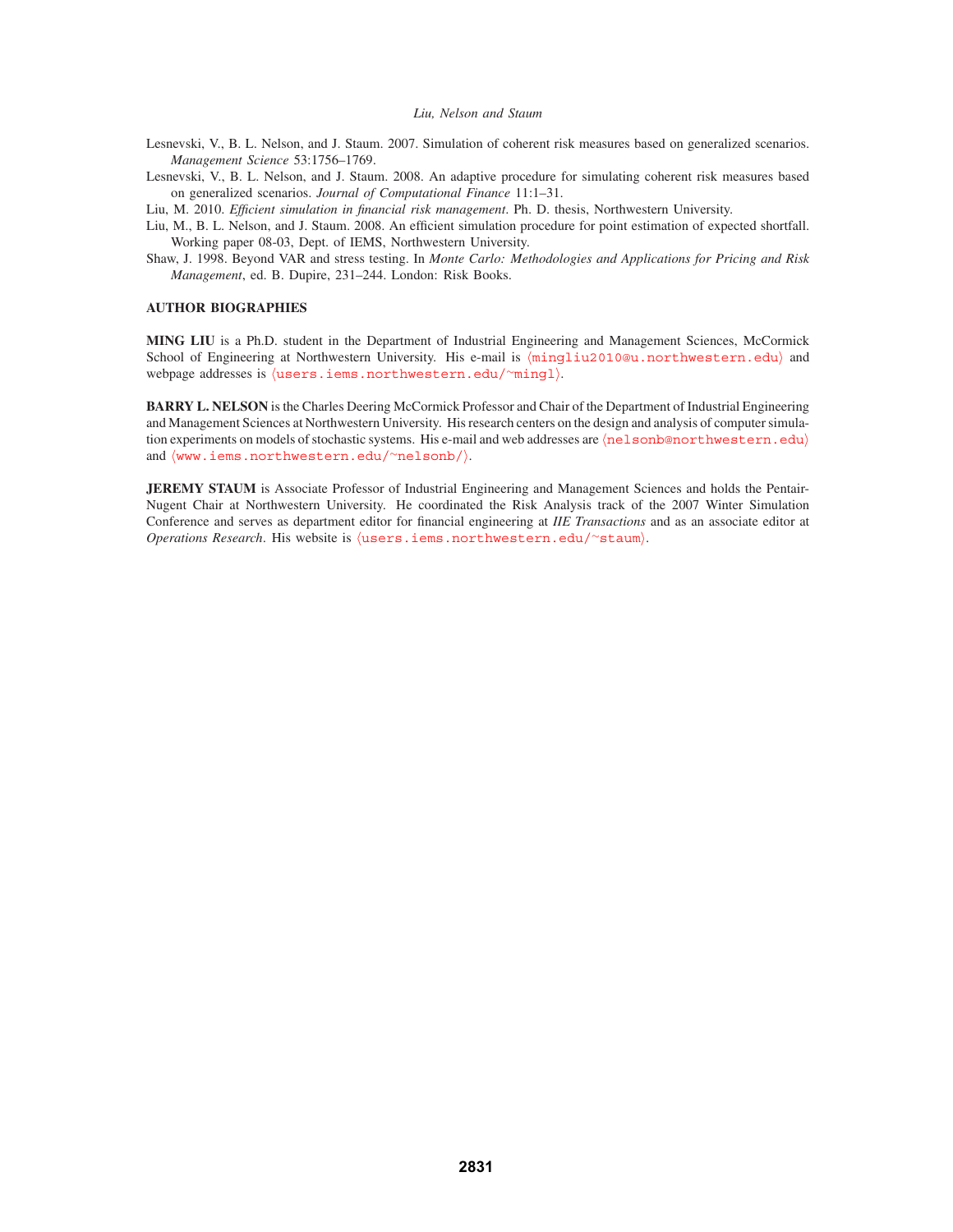Lesnevski, V., B. L. Nelson, and J. Staum. 2007. Simulation of coherent risk measures based on generalized scenarios. *Management Science* 53:1756–1769.

Lesnevski, V., B. L. Nelson, and J. Staum. 2008. An adaptive procedure for simulating coherent risk measures based on generalized scenarios. *Journal of Computational Finance* 11:1–31.

Liu, M. 2010. *Efficient simulation in financial risk management*. Ph. D. thesis, Northwestern University.

Liu, M., B. L. Nelson, and J. Staum. 2008. An efficient simulation procedure for point estimation of expected shortfall. Working paper 08-03, Dept. of IEMS, Northwestern University.

Shaw, J. 1998. Beyond VAR and stress testing. In *Monte Carlo: Methodologies and Applications for Pricing and Risk Management*, ed. B. Dupire, 231–244. London: Risk Books.

## AUTHOR BIOGRAPHIES

**MING LIU** is a Ph.D. student in the Department of Industrial Engineering and Management Sciences, McCormick School of Engineering at Northwestern University. His e-mail is ⟨mingliu2010@u.northwestern.edu⟩ and webpage addresses is ⟨users.iems.northwestern.edu/~mingl⟩.

**BARRY L. NELSON** is the Charles Deering McCormick Professor and Chair of the Department of Industrial Engineering and Management Sciences at Northwestern University. His research centers on the design and analysis of computer simulation experiments on models of stochastic systems. His e-mail and web addresses are ⟨nelsonb@northwestern.edu⟩ and ⟨www.iems.northwestern.edu/~nelsonb/⟩.

**JEREMY STAUM** is Associate Professor of Industrial Engineering and Management Sciences and holds the Pentair-Nugent Chair at Northwestern University. He coordinated the Risk Analysis track of the 2007 Winter Simulation Conference and serves as department editor for financial engineering at *IIE Transactions* and as an associate editor at *Operations Research*. His website is ⟨users.iems.northwestern.edu/~staum⟩.